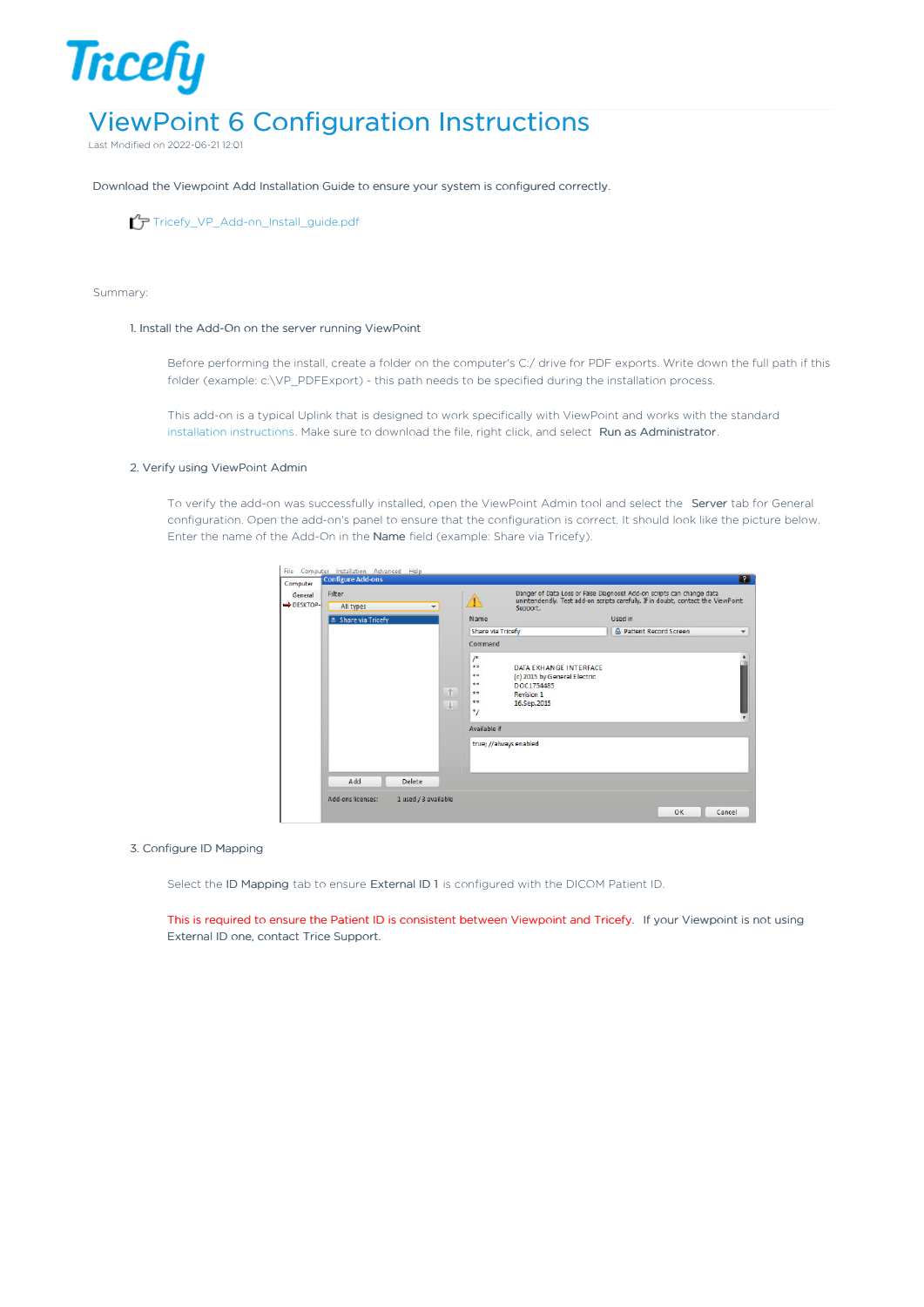# ViewPoint 6 Configuration Instructions

Last Modified on 2022-06-21 12:01

Download the Viewpoint Add Installation Guide to ensure your system is configured correctly.

Tricefy_VP_Add-on_Install_guide.pdf

Summary:

1. Install the Add-On on the server running ViewPoint

   Before performing the install, create a folder on the computer's C:/ drive for PDF exports. Write down the full path if this folder (example: c:\VP_PDFExport) - this path needs to be specified during the installation process.

   This add-on is a typical Uplink that is designed to work specifically with ViewPoint and works with the standard installation instructions. Make sure to download the file, right click, and select **Run as Administrator**.

2. Verify using ViewPoint Admin

   To verify the add-on was successfully installed, open the ViewPoint Admin tool and select the **Server** tab for General configuration. Open the add-on's panel to ensure that the configuration is correct. It should look like the picture below. Enter the name of the Add-On in the **Name** field (example: Share via Tricefy).

3. Configure ID Mapping

   Select the **ID Mapping** tab to ensure **External ID 1** is configured with the DICOM Patient ID.

   This is required to ensure the Patient ID is consistent between Viewpoint and Tricefy. If your Viewpoint is not using External ID one, contact Trice Support.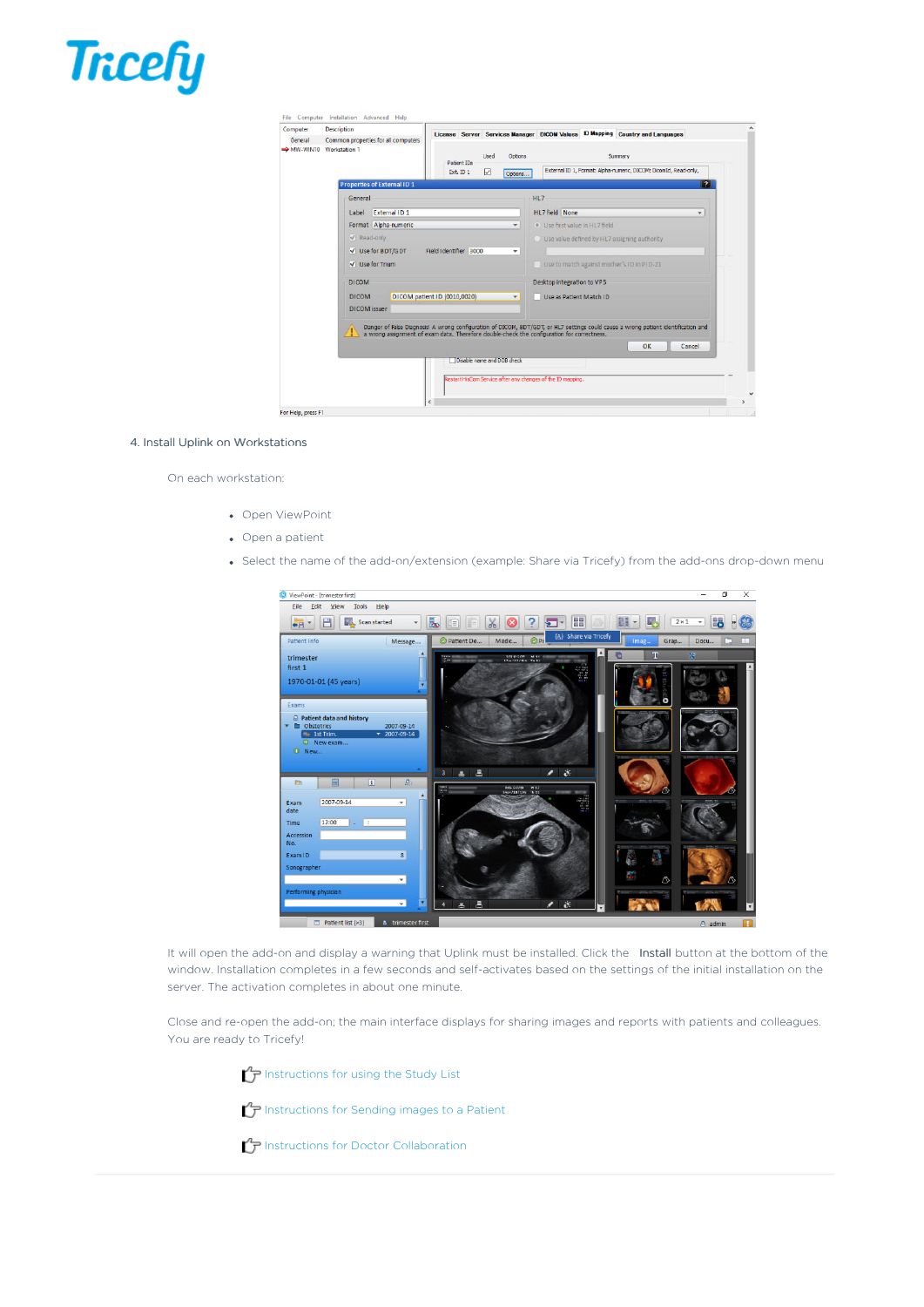4. Install Uplink on Workstations

On each workstation:

- Open ViewPoint
- Open a patient
- Select the name of the add-on/extension (example: Share via Tricefy) from the add-ons drop-down menu

It will open the add-on and display a warning that Uplink must be installed. Click the **Install** button at the bottom of the window. Installation completes in a few seconds and self-activates based on the settings of the initial installation on the server. The activation completes in about one minute.

Close and re-open the add-on; the main interface displays for sharing images and reports with patients and colleagues. You are ready to Tricefy!

Instructions for using the Study List

Instructions for Sending images to a Patient

Instructions for Doctor Collaboration